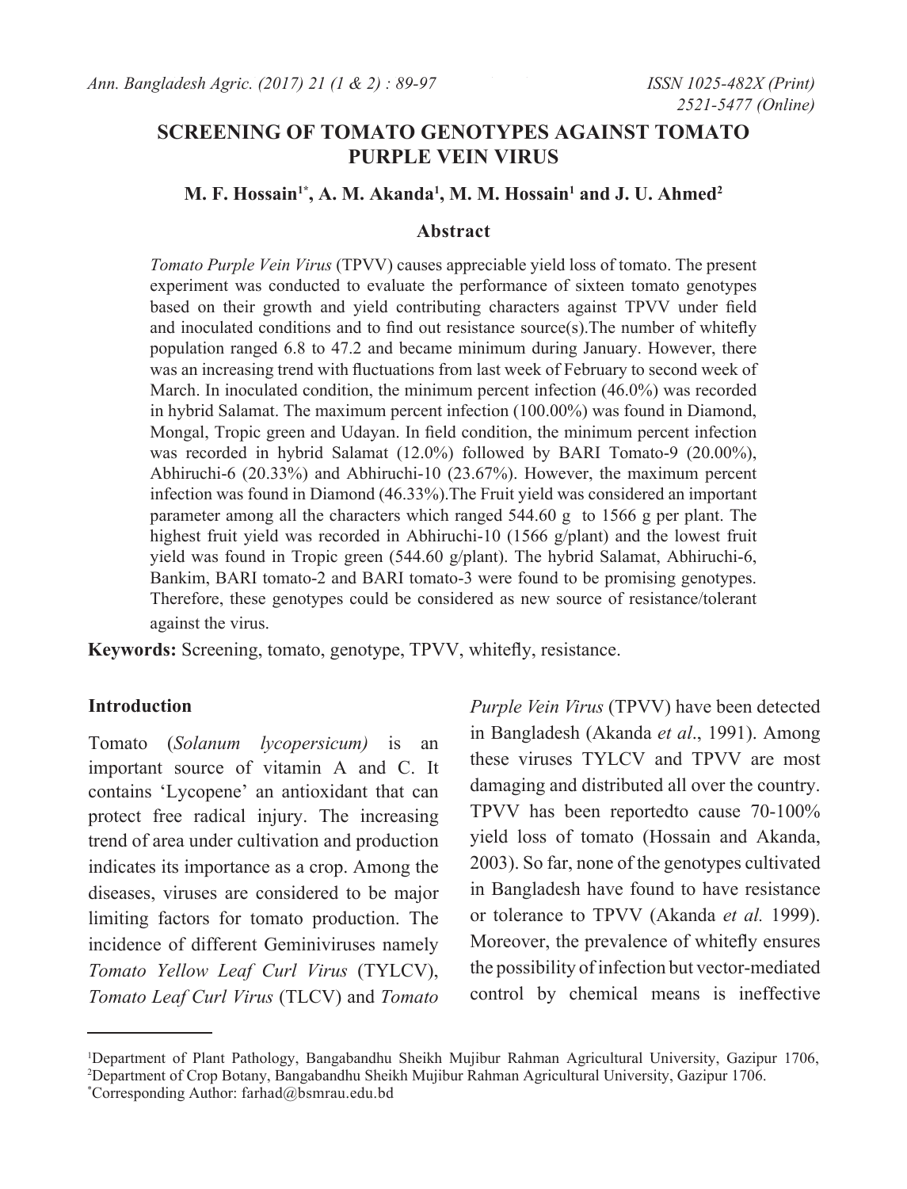# SCREENING OF TOMATO GENOTYPES AGAINST TOMATO PURPLE VEIN VIRUS

**M. F. Hossain[1*], A. M. Akanda[1], M. M. Hossain[1] and J. U. Ahmed[2]**

## Abstract

*Tomato Purple Vein Virus* (TPVV) causes appreciable yield loss of tomato. The present experiment was conducted to evaluate the performance of sixteen tomato genotypes based on their growth and yield contributing characters against TPVV under field and inoculated conditions and to find out resistance source(s).The number of whitefly population ranged 6.8 to 47.2 and became minimum during January. However, there was an increasing trend with fluctuations from last week of February to second week of March. In inoculated condition, the minimum percent infection (46.0%) was recorded in hybrid Salamat. The maximum percent infection (100.00%) was found in Diamond, Mongal, Tropic green and Udayan. In field condition, the minimum percent infection was recorded in hybrid Salamat (12.0%) followed by BARI Tomato-9 (20.00%), Abhiruchi-6 (20.33%) and Abhiruchi-10 (23.67%). However, the maximum percent infection was found in Diamond (46.33%).The Fruit yield was considered an important parameter among all the characters which ranged 544.60 g to 1566 g per plant. The highest fruit yield was recorded in Abhiruchi-10 (1566 g/plant) and the lowest fruit yield was found in Tropic green (544.60 g/plant). The hybrid Salamat, Abhiruchi-6, Bankim, BARI tomato-2 and BARI tomato-3 were found to be promising genotypes. Therefore, these genotypes could be considered as new source of resistance/tolerant against the virus.

**Keywords:** Screening, tomato, genotype, TPVV, whitefly, resistance.

## Introduction

Tomato (*Solanum lycopersicum)* is an important source of vitamin A and C. It contains 'Lycopene' an antioxidant that can protect free radical injury. The increasing trend of area under cultivation and production indicates its importance as a crop. Among the diseases, viruses are considered to be major limiting factors for tomato production. The incidence of different Geminiviruses namely *Tomato Yellow Leaf Curl Virus* (TYLCV), *Tomato Leaf Curl Virus* (TLCV) and *Tomato Purple Vein Virus* (TPVV) have been detected in Bangladesh (Akanda *et al*., 1991). Among these viruses TYLCV and TPVV are most damaging and distributed all over the country. TPVV has been reportedto cause 70-100% yield loss of tomato (Hossain and Akanda, 2003). So far, none of the genotypes cultivated in Bangladesh have found to have resistance or tolerance to TPVV (Akanda *et al.* 1999). Moreover, the prevalence of whitefly ensures the possibility of infection but vector-mediated control by chemical means is ineffective

[1]Department of Plant Pathology, Bangabandhu Sheikh Mujibur Rahman Agricultural University, Gazipur 1706, [2]Department of Crop Botany, Bangabandhu Sheikh Mujibur Rahman Agricultural University, Gazipur 1706.
[*]Corresponding Author: farhad@bsmrau.edu.bd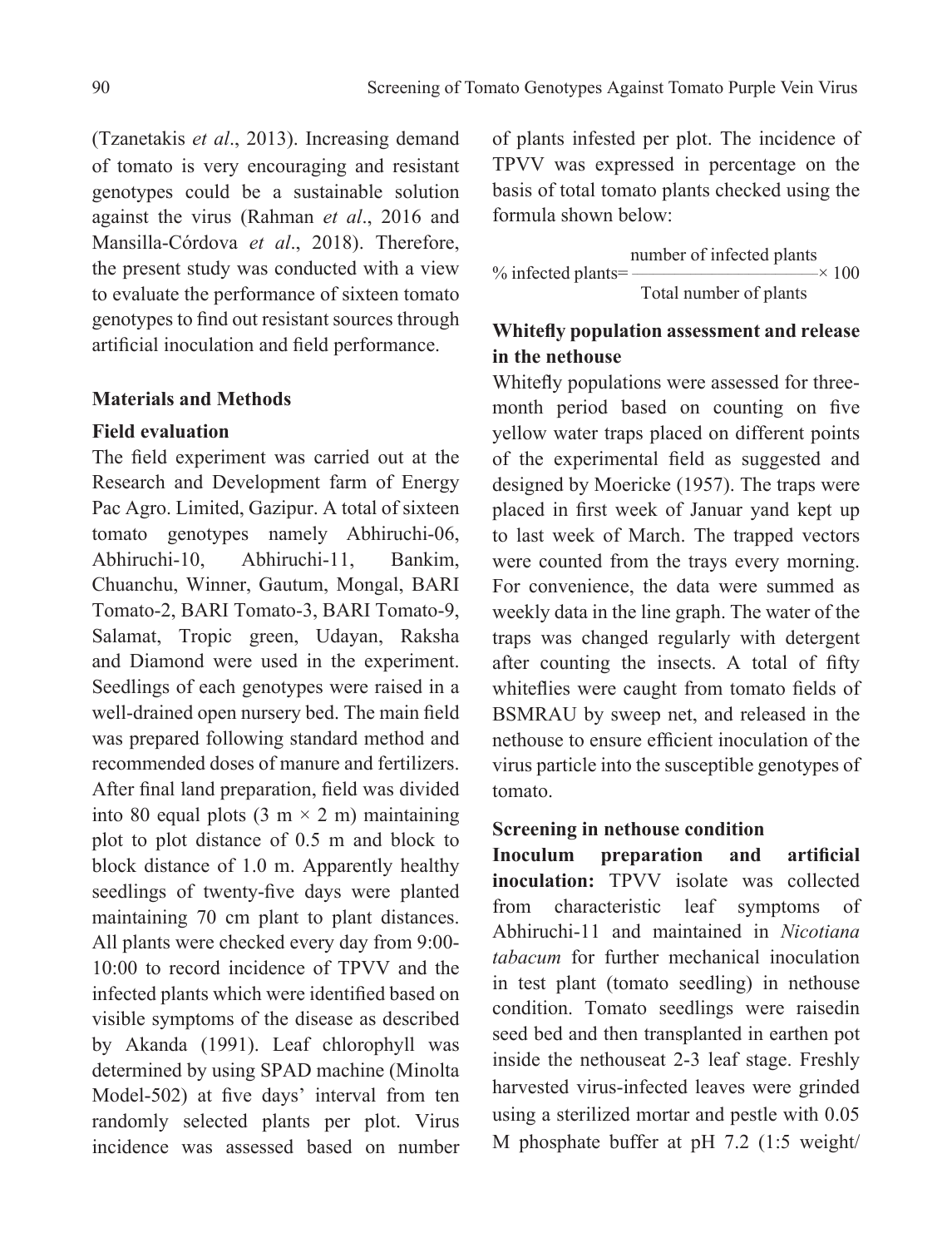(Tzanetakis *et al*., 2013). Increasing demand of tomato is very encouraging and resistant genotypes could be a sustainable solution against the virus (Rahman *et al*., 2016 and Mansilla-Córdova *et al*., 2018). Therefore, the present study was conducted with a view to evaluate the performance of sixteen tomato genotypes to find out resistant sources through artificial inoculation and field performance.

## Materials and Methods

### Field evaluation

The field experiment was carried out at the Research and Development farm of Energy Pac Agro. Limited, Gazipur. A total of sixteen tomato genotypes namely Abhiruchi-06, Abhiruchi-10, Abhiruchi-11, Bankim, Chuanchu, Winner, Gautum, Mongal, BARI Tomato-2, BARI Tomato-3, BARI Tomato-9, Salamat, Tropic green, Udayan, Raksha and Diamond were used in the experiment. Seedlings of each genotypes were raised in a well-drained open nursery bed. The main field was prepared following standard method and recommended doses of manure and fertilizers. After final land preparation, field was divided into 80 equal plots (3 m × 2 m) maintaining plot to plot distance of 0.5 m and block to block distance of 1.0 m. Apparently healthy seedlings of twenty-five days were planted maintaining 70 cm plant to plant distances. All plants were checked every day from 9:00-10:00 to record incidence of TPVV and the infected plants which were identified based on visible symptoms of the disease as described by Akanda (1991). Leaf chlorophyll was determined by using SPAD machine (Minolta Model-502) at five days' interval from ten randomly selected plants per plot. Virus incidence was assessed based on number of plants infested per plot. The incidence of TPVV was expressed in percentage on the basis of total tomato plants checked using the formula shown below:

$$\text{\% infected plants} = \frac{\text{number of infected plants}}{\text{Total number of plants}} \times 100$$

### Whitefly population assessment and release in the nethouse

Whitefly populations were assessed for three-month period based on counting on five yellow water traps placed on different points of the experimental field as suggested and designed by Moericke (1957). The traps were placed in first week of Januar yand kept up to last week of March. The trapped vectors were counted from the trays every morning. For convenience, the data were summed as weekly data in the line graph. The water of the traps was changed regularly with detergent after counting the insects. A total of fifty whiteflies were caught from tomato fields of BSMRAU by sweep net, and released in the nethouse to ensure efficient inoculation of the virus particle into the susceptible genotypes of tomato.

### Screening in nethouse condition

**Inoculum preparation and artificial inoculation:** TPVV isolate was collected from characteristic leaf symptoms of Abhiruchi-11 and maintained in *Nicotiana tabacum* for further mechanical inoculation in test plant (tomato seedling) in nethouse condition. Tomato seedlings were raisedin seed bed and then transplanted in earthen pot inside the nethouseat 2-3 leaf stage. Freshly harvested virus-infected leaves were grinded using a sterilized mortar and pestle with 0.05 M phosphate buffer at pH 7.2 (1:5 weight/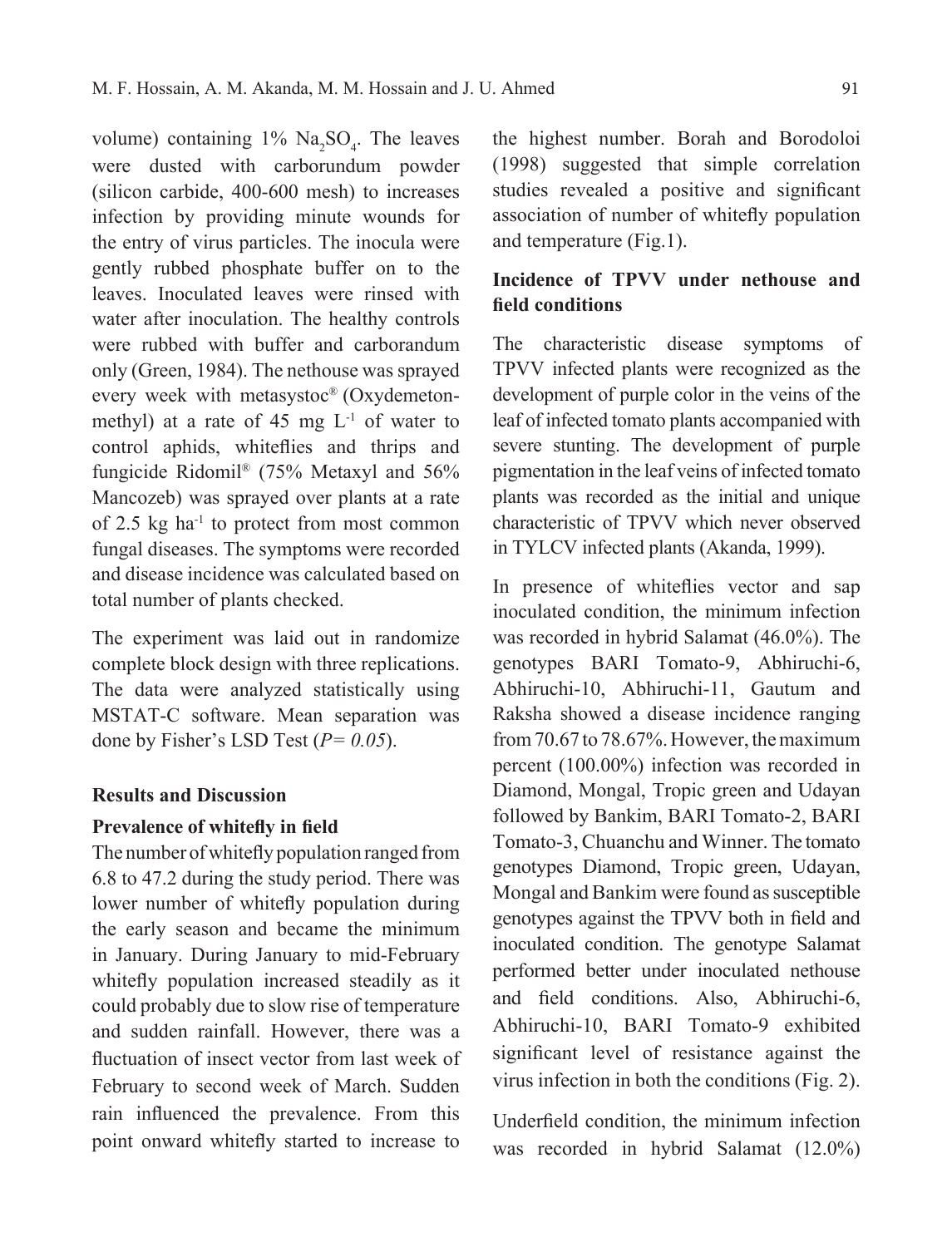volume) containing 1% $Na_2SO_4$. The leaves were dusted with carborundum powder (silicon carbide, 400-600 mesh) to increases infection by providing minute wounds for the entry of virus particles. The inocula were gently rubbed phosphate buffer on to the leaves. Inoculated leaves were rinsed with water after inoculation. The healthy controls were rubbed with buffer and carborundum only (Green, 1984). The nethouse was sprayed every week with metasystoc® (Oxydemeton-methyl) at a rate of 45 mg $L^{-1}$ of water to control aphids, whiteflies and thrips and fungicide Ridomil® (75% Metaxyl and 56% Mancozeb) was sprayed over plants at a rate of 2.5 kg $ha^{-1}$ to protect from most common fungal diseases. The symptoms were recorded and disease incidence was calculated based on total number of plants checked.

The experiment was laid out in randomize complete block design with three replications. The data were analyzed statistically using MSTAT-C software. Mean separation was done by Fisher's LSD Test (*P= 0.05*).

## Results and Discussion

### Prevalence of whitefly in field

The number of whitefly population ranged from 6.8 to 47.2 during the study period. There was lower number of whitefly population during the early season and became the minimum in January. During January to mid-February whitefly population increased steadily as it could probably due to slow rise of temperature and sudden rainfall. However, there was a fluctuation of insect vector from last week of February to second week of March. Sudden rain influenced the prevalence. From this point onward whitefly started to increase to the highest number. Borah and Borodoloi (1998) suggested that simple correlation studies revealed a positive and significant association of number of whitefly population and temperature (Fig.1).

### Incidence of TPVV under nethouse and field conditions

The characteristic disease symptoms of TPVV infected plants were recognized as the development of purple color in the veins of the leaf of infected tomato plants accompanied with severe stunting. The development of purple pigmentation in the leaf veins of infected tomato plants was recorded as the initial and unique characteristic of TPVV which never observed in TYLCV infected plants (Akanda, 1999).

In presence of whiteflies vector and sap inoculated condition, the minimum infection was recorded in hybrid Salamat (46.0%). The genotypes BARI Tomato-9, Abhiruchi-6, Abhiruchi-10, Abhiruchi-11, Gautum and Raksha showed a disease incidence ranging from 70.67 to 78.67%. However, the maximum percent (100.00%) infection was recorded in Diamond, Mongal, Tropic green and Udayan followed by Bankim, BARI Tomato-2, BARI Tomato-3, Chuanchu and Winner. The tomato genotypes Diamond, Tropic green, Udayan, Mongal and Bankim were found as susceptible genotypes against the TPVV both in field and inoculated condition. The genotype Salamat performed better under inoculated nethouse and field conditions. Also, Abhiruchi-6, Abhiruchi-10, BARI Tomato-9 exhibited significant level of resistance against the virus infection in both the conditions (Fig. 2).

Underfield condition, the minimum infection was recorded in hybrid Salamat (12.0%)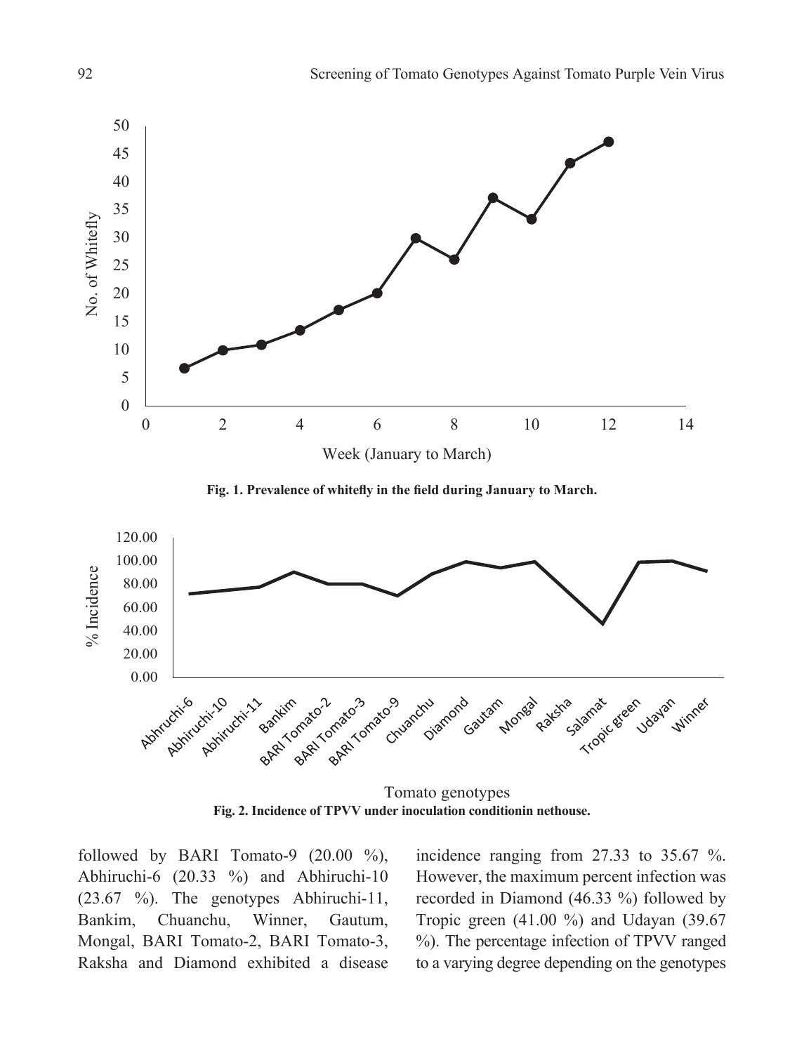**Fig. 1. Prevalence of whitefly in the field during January to March.**

**Fig. 2. Incidence of TPVV under inoculation conditionin nethouse.**

followed by BARI Tomato-9 (20.00 %), Abhiruchi-6 (20.33 %) and Abhiruchi-10 (23.67 %). The genotypes Abhiruchi-11, Bankim, Chuanchu, Winner, Gautum, Mongal, BARI Tomato-2, BARI Tomato-3, Raksha and Diamond exhibited a disease incidence ranging from 27.33 to 35.67 %. However, the maximum percent infection was recorded in Diamond (46.33 %) followed by Tropic green (41.00 %) and Udayan (39.67 %). The percentage infection of TPVV ranged to a varying degree depending on the genotypes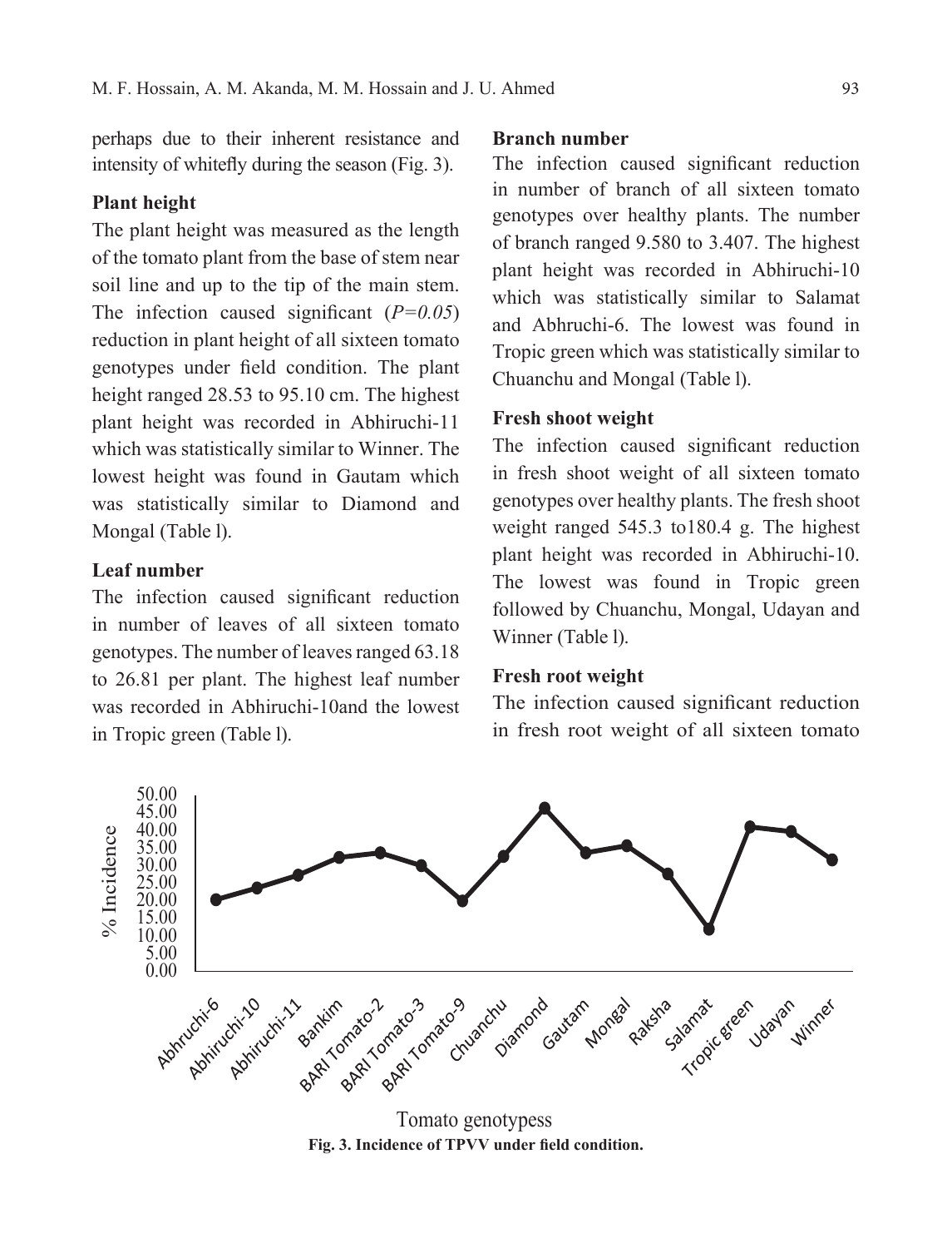perhaps due to their inherent resistance and intensity of whitefly during the season (Fig. 3).

**Plant height**

The plant height was measured as the length of the tomato plant from the base of stem near soil line and up to the tip of the main stem. The infection caused significant (*P=0.05*) reduction in plant height of all sixteen tomato genotypes under field condition. The plant height ranged 28.53 to 95.10 cm. The highest plant height was recorded in Abhiruchi-11 which was statistically similar to Winner. The lowest height was found in Gautam which was statistically similar to Diamond and Mongal (Table l).

**Leaf number**

The infection caused significant reduction in number of leaves of all sixteen tomato genotypes. The number of leaves ranged 63.18 to 26.81 per plant. The highest leaf number was recorded in Abhiruchi-10and the lowest in Tropic green (Table l).

**Branch number**

The infection caused significant reduction in number of branch of all sixteen tomato genotypes over healthy plants. The number of branch ranged 9.580 to 3.407. The highest plant height was recorded in Abhiruchi-10 which was statistically similar to Salamat and Abhruchi-6. The lowest was found in Tropic green which was statistically similar to Chuanchu and Mongal (Table l).

**Fresh shoot weight**

The infection caused significant reduction in fresh shoot weight of all sixteen tomato genotypes over healthy plants. The fresh shoot weight ranged 545.3 to180.4 g. The highest plant height was recorded in Abhiruchi-10. The lowest was found in Tropic green followed by Chuanchu, Mongal, Udayan and Winner (Table l).

**Fresh root weight**

The infection caused significant reduction in fresh root weight of all sixteen tomato

**Fig. 3. Incidence of TPVV under field condition.**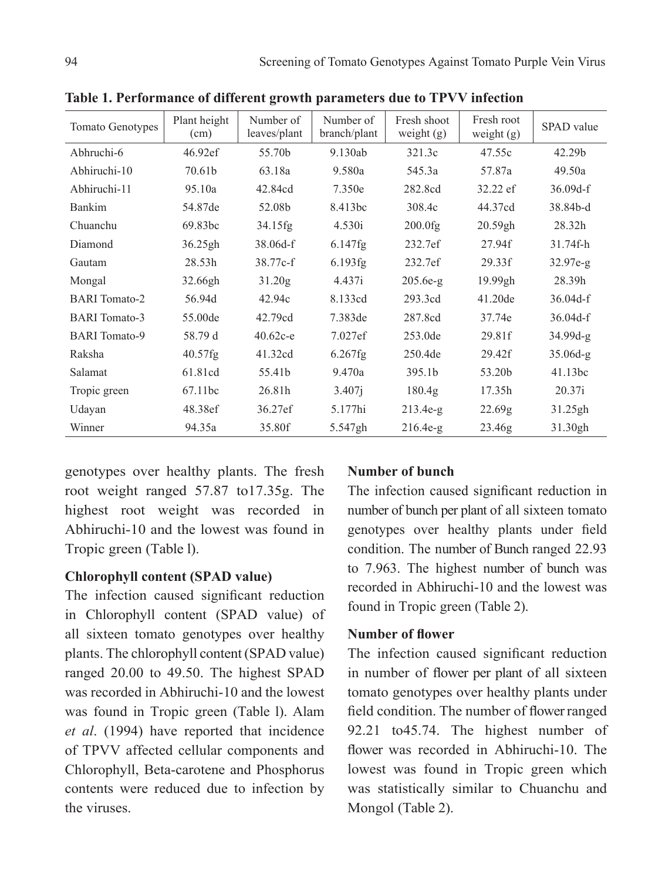**Table 1. Performance of different growth parameters due to TPVV infection**

| Tomato Genotypes | Plant height (cm) | Number of leaves/plant | Number of branch/plant | Fresh shoot weight (g) | Fresh root weight (g) | SPAD value |
|---|---|---|---|---|---|---|
| Abhruchi-6 | 46.92ef | 55.70b | 9.130ab | 321.3c | 47.55c | 42.29b |
| Abhiruchi-10 | 70.61b | 63.18a | 9.580a | 545.3a | 57.87a | 49.50a |
| Abhiruchi-11 | 95.10a | 42.84cd | 7.350e | 282.8cd | 32.22 ef | 36.09d-f |
| Bankim | 54.87de | 52.08b | 8.413bc | 308.4c | 44.37cd | 38.84b-d |
| Chuanchu | 69.83bc | 34.15fg | 4.530i | 200.0fg | 20.59gh | 28.32h |
| Diamond | 36.25gh | 38.06d-f | 6.147fg | 232.7ef | 27.94f | 31.74f-h |
| Gautam | 28.53h | 38.77c-f | 6.193fg | 232.7ef | 29.33f | 32.97e-g |
| Mongal | 32.66gh | 31.20g | 4.437i | 205.6e-g | 19.99gh | 28.39h |
| BARI Tomato-2 | 56.94d | 42.94c | 8.133cd | 293.3cd | 41.20de | 36.04d-f |
| BARI Tomato-3 | 55.00de | 42.79cd | 7.383de | 287.8cd | 37.74e | 36.04d-f |
| BARI Tomato-9 | 58.79 d | 40.62c-e | 7.027ef | 253.0de | 29.81f | 34.99d-g |
| Raksha | 40.57fg | 41.32cd | 6.267fg | 250.4de | 29.42f | 35.06d-g |
| Salamat | 61.81cd | 55.41b | 9.470a | 395.1b | 53.20b | 41.13bc |
| Tropic green | 67.11bc | 26.81h | 3.407j | 180.4g | 17.35h | 20.37i |
| Udayan | 48.38ef | 36.27ef | 5.177hi | 213.4e-g | 22.69g | 31.25gh |
| Winner | 94.35a | 35.80f | 5.547gh | 216.4e-g | 23.46g | 31.30gh |

genotypes over healthy plants. The fresh root weight ranged 57.87 to17.35g. The highest root weight was recorded in Abhiruchi-10 and the lowest was found in Tropic green (Table l).

### Chlorophyll content (SPAD value)

The infection caused significant reduction in Chlorophyll content (SPAD value) of all sixteen tomato genotypes over healthy plants. The chlorophyll content (SPAD value) ranged 20.00 to 49.50. The highest SPAD was recorded in Abhiruchi-10 and the lowest was found in Tropic green (Table l). Alam *et al*. (1994) have reported that incidence of TPVV affected cellular components and Chlorophyll, Beta-carotene and Phosphorus contents were reduced due to infection by the viruses.

### Number of bunch

The infection caused significant reduction in number of bunch per plant of all sixteen tomato genotypes over healthy plants under field condition. The number of Bunch ranged 22.93 to 7.963. The highest number of bunch was recorded in Abhiruchi-10 and the lowest was found in Tropic green (Table 2).

### Number of flower

The infection caused significant reduction in number of flower per plant of all sixteen tomato genotypes over healthy plants under field condition. The number of flower ranged 92.21 to45.74. The highest number of flower was recorded in Abhiruchi-10. The lowest was found in Tropic green which was statistically similar to Chuanchu and Mongol (Table 2).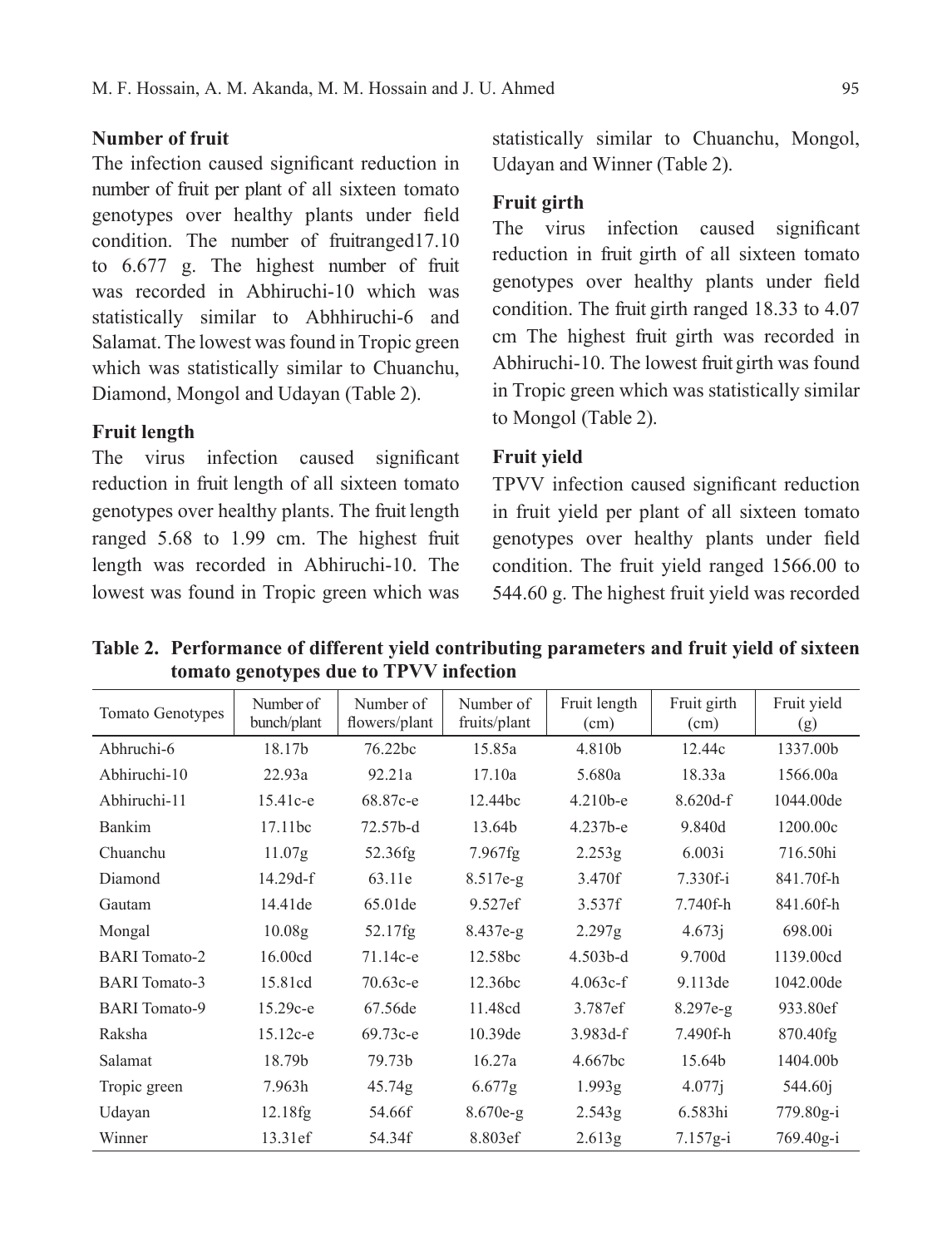### Number of fruit

The infection caused significant reduction in number of fruit per plant of all sixteen tomato genotypes over healthy plants under field condition. The number of fruitranged17.10 to 6.677 g. The highest number of fruit was recorded in Abhiruchi-10 which was statistically similar to Abhhiruchi-6 and Salamat. The lowest was found in Tropic green which was statistically similar to Chuanchu, Diamond, Mongol and Udayan (Table 2).

### Fruit length

The virus infection caused significant reduction in fruit length of all sixteen tomato genotypes over healthy plants. The fruit length ranged 5.68 to 1.99 cm. The highest fruit length was recorded in Abhiruchi-10. The lowest was found in Tropic green which was statistically similar to Chuanchu, Mongol, Udayan and Winner (Table 2).

### Fruit girth

The virus infection caused significant reduction in fruit girth of all sixteen tomato genotypes over healthy plants under field condition. The fruit girth ranged 18.33 to 4.07 cm The highest fruit girth was recorded in Abhiruchi-10. The lowest fruit girth was found in Tropic green which was statistically similar to Mongol (Table 2).

### Fruit yield

TPVV infection caused significant reduction in fruit yield per plant of all sixteen tomato genotypes over healthy plants under field condition. The fruit yield ranged 1566.00 to 544.60 g. The highest fruit yield was recorded

**Table 2. Performance of different yield contributing parameters and fruit yield of sixteen tomato genotypes due to TPVV infection**

| Tomato Genotypes | Number of bunch/plant | Number of flowers/plant | Number of fruits/plant | Fruit length (cm) | Fruit girth (cm) | Fruit yield (g) |
|---|---|---|---|---|---|---|
| Abhruchi-6 | 18.17b | 76.22bc | 15.85a | 4.810b | 12.44c | 1337.00b |
| Abhiruchi-10 | 22.93a | 92.21a | 17.10a | 5.680a | 18.33a | 1566.00a |
| Abhiruchi-11 | 15.41c-e | 68.87c-e | 12.44bc | 4.210b-e | 8.620d-f | 1044.00de |
| Bankim | 17.11bc | 72.57b-d | 13.64b | 4.237b-e | 9.840d | 1200.00c |
| Chuanchu | 11.07g | 52.36fg | 7.967fg | 2.253g | 6.003i | 716.50hi |
| Diamond | 14.29d-f | 63.11e | 8.517e-g | 3.470f | 7.330f-i | 841.70f-h |
| Gautam | 14.41de | 65.01de | 9.527ef | 3.537f | 7.740f-h | 841.60f-h |
| Mongal | 10.08g | 52.17fg | 8.437e-g | 2.297g | 4.673j | 698.00i |
| BARI Tomato-2 | 16.00cd | 71.14c-e | 12.58bc | 4.503b-d | 9.700d | 1139.00cd |
| BARI Tomato-3 | 15.81cd | 70.63c-e | 12.36bc | 4.063c-f | 9.113de | 1042.00de |
| BARI Tomato-9 | 15.29c-e | 67.56de | 11.48cd | 3.787ef | 8.297e-g | 933.80ef |
| Raksha | 15.12c-e | 69.73c-e | 10.39de | 3.983d-f | 7.490f-h | 870.40fg |
| Salamat | 18.79b | 79.73b | 16.27a | 4.667bc | 15.64b | 1404.00b |
| Tropic green | 7.963h | 45.74g | 6.677g | 1.993g | 4.077j | 544.60j |
| Udayan | 12.18fg | 54.66f | 8.670e-g | 2.543g | 6.583hi | 779.80g-i |
| Winner | 13.31ef | 54.34f | 8.803ef | 2.613g | 7.157g-i | 769.40g-i |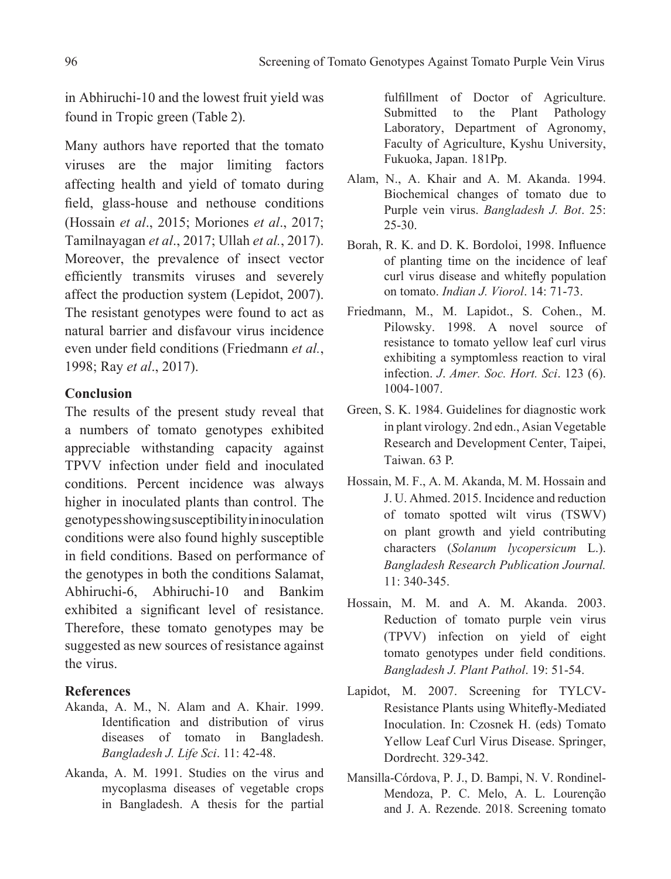in Abhiruchi-10 and the lowest fruit yield was found in Tropic green (Table 2).

Many authors have reported that the tomato viruses are the major limiting factors affecting health and yield of tomato during field, glass-house and nethouse conditions (Hossain *et al*., 2015; Moriones *et al*., 2017; Tamilnayagan *et al*., 2017; Ullah *et al.*, 2017). Moreover, the prevalence of insect vector efficiently transmits viruses and severely affect the production system (Lepidot, 2007). The resistant genotypes were found to act as natural barrier and disfavour virus incidence even under field conditions (Friedmann *et al.*, 1998; Ray *et al*., 2017).

## Conclusion

The results of the present study reveal that a numbers of tomato genotypes exhibited appreciable withstanding capacity against TPVV infection under field and inoculated conditions. Percent incidence was always higher in inoculated plants than control. The genotypes showing susceptibility in inoculation conditions were also found highly susceptible in field conditions. Based on performance of the genotypes in both the conditions Salamat, Abhiruchi-6, Abhiruchi-10 and Bankim exhibited a significant level of resistance. Therefore, these tomato genotypes may be suggested as new sources of resistance against the virus.

## References

Akanda, A. M., N. Alam and A. Khair. 1999. Identification and distribution of virus diseases of tomato in Bangladesh. *Bangladesh J. Life Sci*. 11: 42-48.

Akanda, A. M. 1991. Studies on the virus and mycoplasma diseases of vegetable crops in Bangladesh. A thesis for the partial fulfillment of Doctor of Agriculture. Submitted to the Plant Pathology Laboratory, Department of Agronomy, Faculty of Agriculture, Kyshu University, Fukuoka, Japan. 181Pp.

Alam, N., A. Khair and A. M. Akanda. 1994. Biochemical changes of tomato due to Purple vein virus. *Bangladesh J. Bot*. 25: 25-30.

Borah, R. K. and D. K. Bordoloi, 1998. Influence of planting time on the incidence of leaf curl virus disease and whitefly population on tomato. *Indian J. Viorol*. 14: 71-73.

Friedmann, M., M. Lapidot., S. Cohen., M. Pilowsky. 1998. A novel source of resistance to tomato yellow leaf curl virus exhibiting a symptomless reaction to viral infection. *J. Amer. Soc. Hort. Sci*. 123 (6). 1004-1007.

Green, S. K. 1984. Guidelines for diagnostic work in plant virology. 2nd edn., Asian Vegetable Research and Development Center, Taipei, Taiwan. 63 P.

Hossain, M. F., A. M. Akanda, M. M. Hossain and J. U. Ahmed. 2015. Incidence and reduction of tomato spotted wilt virus (TSWV) on plant growth and yield contributing characters (*Solanum lycopersicum* L.). *Bangladesh Research Publication Journal.* 11: 340-345.

Hossain, M. M. and A. M. Akanda. 2003. Reduction of tomato purple vein virus (TPVV) infection on yield of eight tomato genotypes under field conditions. *Bangladesh J. Plant Pathol*. 19: 51-54.

Lapidot, M. 2007. Screening for TYLCV-Resistance Plants using Whitefly-Mediated Inoculation. In: Czosnek H. (eds) Tomato Yellow Leaf Curl Virus Disease. Springer, Dordrecht. 329-342.

Mansilla-Córdova, P. J., D. Bampi, N. V. Rondinel-Mendoza, P. C. Melo, A. L. Lourenção and J. A. Rezende. 2018. Screening tomato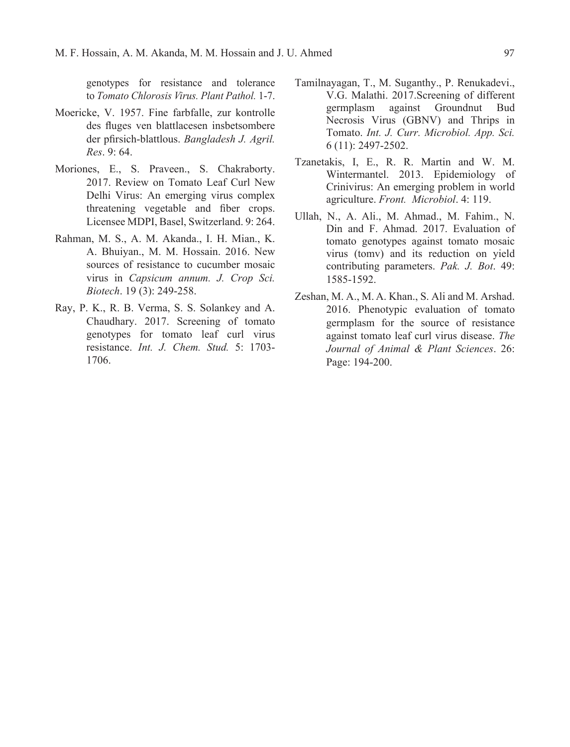genotypes for resistance and tolerance to *Tomato Chlorosis Virus. Plant Pathol.* 1-7.

Moericke, V. 1957. Fine farbfalle, zur kontrolle des fluges ven blattlacesen insbetsombere der pfirsich-blattlous. *Bangladesh J. Agril. Res*. 9: 64.

Moriones, E., S. Praveen., S. Chakraborty. 2017. Review on Tomato Leaf Curl New Delhi Virus: An emerging virus complex threatening vegetable and fiber crops. Licensee MDPI, Basel, Switzerland. 9: 264.

Rahman, M. S., A. M. Akanda., I. H. Mian., K. A. Bhuiyan., M. M. Hossain. 2016. New sources of resistance to cucumber mosaic virus in *Capsicum annum. J. Crop Sci. Biotech*. 19 (3): 249-258.

Ray, P. K., R. B. Verma, S. S. Solankey and A. Chaudhary. 2017. Screening of tomato genotypes for tomato leaf curl virus resistance. *Int. J. Chem. Stud.* 5: 1703-1706.

Tamilnayagan, T., M. Suganthy., P. Renukadevi., V.G. Malathi. 2017.Screening of different germplasm against Groundnut Bud Necrosis Virus (GBNV) and Thrips in Tomato. *Int. J. Curr. Microbiol. App. Sci.* 6 (11): 2497-2502.

Tzanetakis, I, E., R. R. Martin and W. M. Wintermantel. 2013. Epidemiology of Crinivirus: An emerging problem in world agriculture. *Front. Microbiol*. 4: 119.

Ullah, N., A. Ali., M. Ahmad., M. Fahim., N. Din and F. Ahmad. 2017. Evaluation of tomato genotypes against tomato mosaic virus (tomv) and its reduction on yield contributing parameters. *Pak. J. Bot*. 49: 1585-1592.

Zeshan, M. A., M. A. Khan., S. Ali and M. Arshad. 2016. Phenotypic evaluation of tomato germplasm for the source of resistance against tomato leaf curl virus disease. *The Journal of Animal & Plant Sciences*. 26: Page: 194-200.